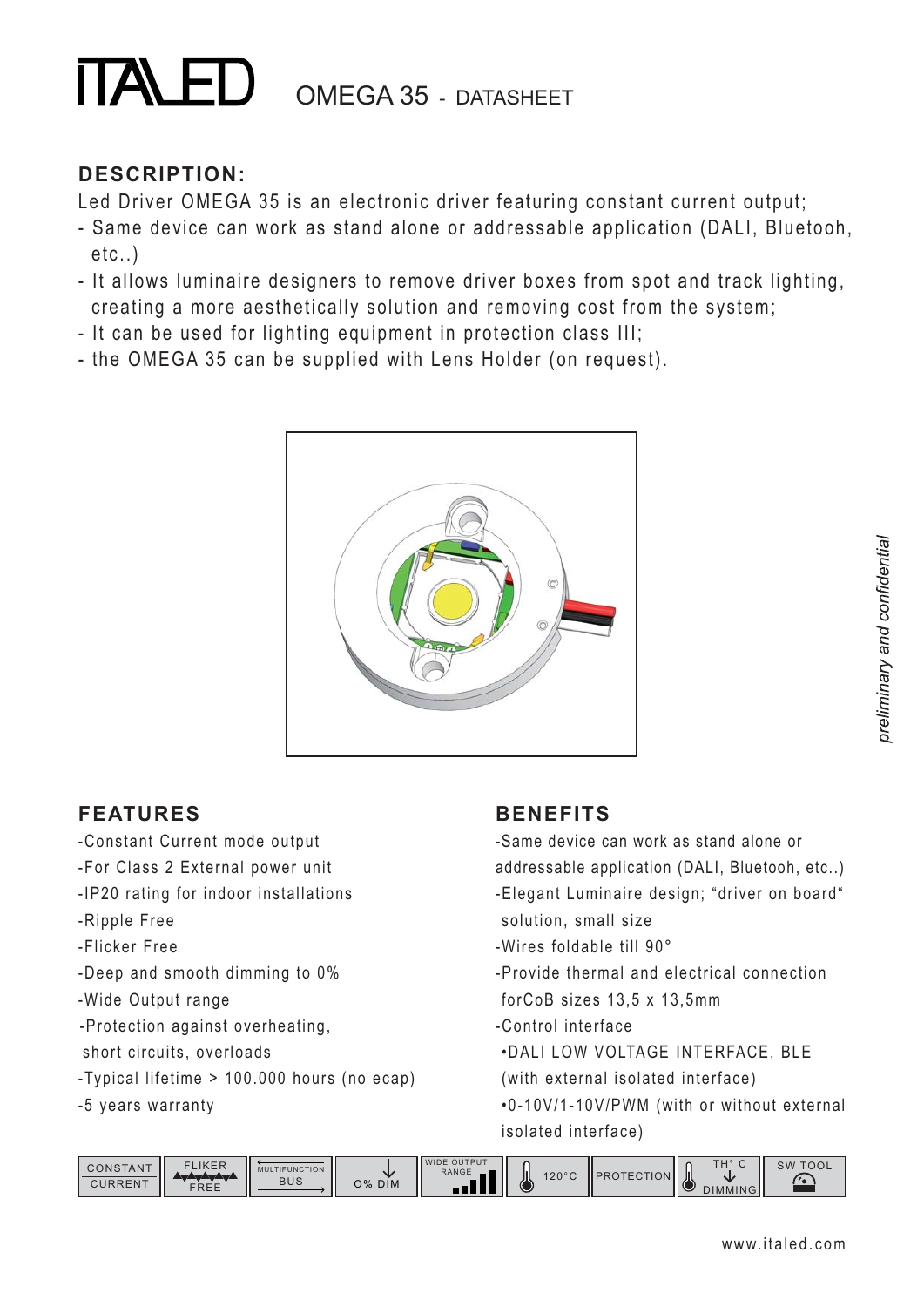# ITALED OMEGA 35 - DATASHEET

## DESCRIPTION:

Led Driver OMEGA 35 is an electronic driver featuring constant current output;

- Same device can work as stand alone or addressable application (DALI, Bluetooh, etc..)
- It allows luminaire designers to remove driver boxes from spot and track lighting, creating a more aesthetically solution and removing cost from the system;
- It can be used for lighting equipment in protection class III;
- the OMEGA 35 can be supplied with Lens Holder (on request).

*preliminary and confidential*

## FEATURES

- -Constant Current mode output
- -For Class 2 External power unit
- -IP20 rating for indoor installations
- -Ripple Free
- -Flicker Free
- -Deep and smooth dimming to 0%
- -Wide Output range
- -Protection against overheating, short circuits, overloads
- -Typical lifetime > 100.000 hours (no ecap)
- -5 years warranty

## BENEFITS

- -Same device can work as stand alone or addressable application (DALI, Bluetooh, etc..)
- -Elegant Luminaire design; "driver on board" solution, small size
- -Wires foldable till 90°
- -Provide thermal and electrical connection forCoB sizes 13,5 x 13,5mm
- -Control interface
  - •DALI LOW VOLTAGE INTERFACE, BLE (with external isolated interface)
  - •0-10V/1-10V/PWM (with or without external isolated interface)

| CONSTANT CURRENT | FLIKER FREE | MULTIFUNCTION BUS | 0% DIM | WIDE OUTPUT RANGE | 120°C | PROTECTION | TH° C DIMMING | SW TOOL |
|---|---|---|---|---|---|---|---|---|

www.italed.com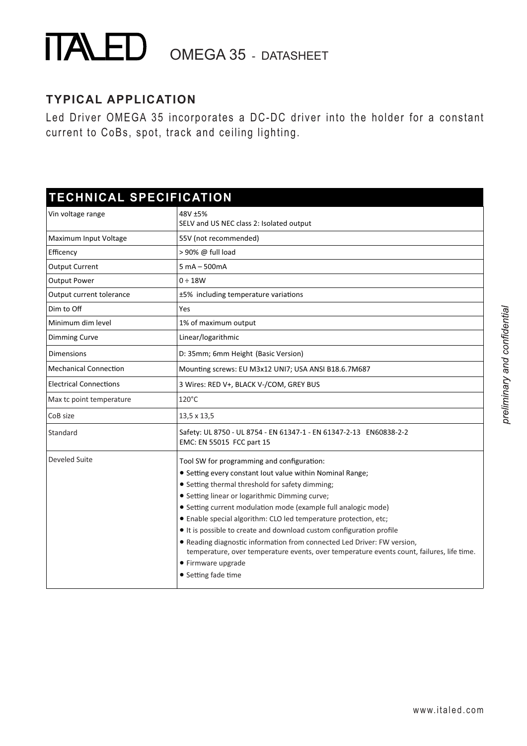# ITALED OMEGA 35 - DATASHEET

## TYPICAL APPLICATION

Led Driver OMEGA 35 incorporates a DC-DC driver into the holder for a constant current to CoBs, spot, track and ceiling lighting.

## TECHNICAL SPECIFICATION

| | |
|---|---|
| Vin voltage range | 48V ±5%<br>SELV and US NEC class 2: Isolated output |
| Maximum Input Voltage | 55V (not recommended) |
| Efficency | > 90% @ full load |
| Output Current | 5 mA – 500mA |
| Output Power | 0 ÷ 18W |
| Output current tolerance | ±5% including temperature variations |
| Dim to Off | Yes |
| Minimum dim level | 1% of maximum output |
| Dimming Curve | Linear/logarithmic |
| Dimensions | D: 35mm; 6mm Height (Basic Version) |
| Mechanical Connection | Mounting screws: EU M3x12 UNI7; USA ANSI B18.6.7M687 |
| Electrical Connections | 3 Wires: RED V+, BLACK V-/COM, GREY BUS |
| Max tc point temperature | 120°C |
| CoB size | 13,5 x 13,5 |
| Standard | Safety: UL 8750 - UL 8754 - EN 61347-1 - EN 61347-2-13 EN60838-2-2<br>EMC: EN 55015 FCC part 15 |
| Develed Suite | Tool SW for programming and configuration:<br>• Setting every constant Iout value within Nominal Range;<br>• Setting thermal threshold for safety dimming;<br>• Setting linear or logarithmic Dimming curve;<br>• Setting current modulation mode (example full analogic mode)<br>• Enable special algorithm: CLO led temperature protection, etc;<br>• It is possible to create and download custom configuration profile<br>• Reading diagnostic information from connected Led Driver: FW version, temperature, over temperature events, over temperature events count, failures, life time.<br>• Firmware upgrade<br>• Setting fade time |

*preliminary and confidential*

www.italed.com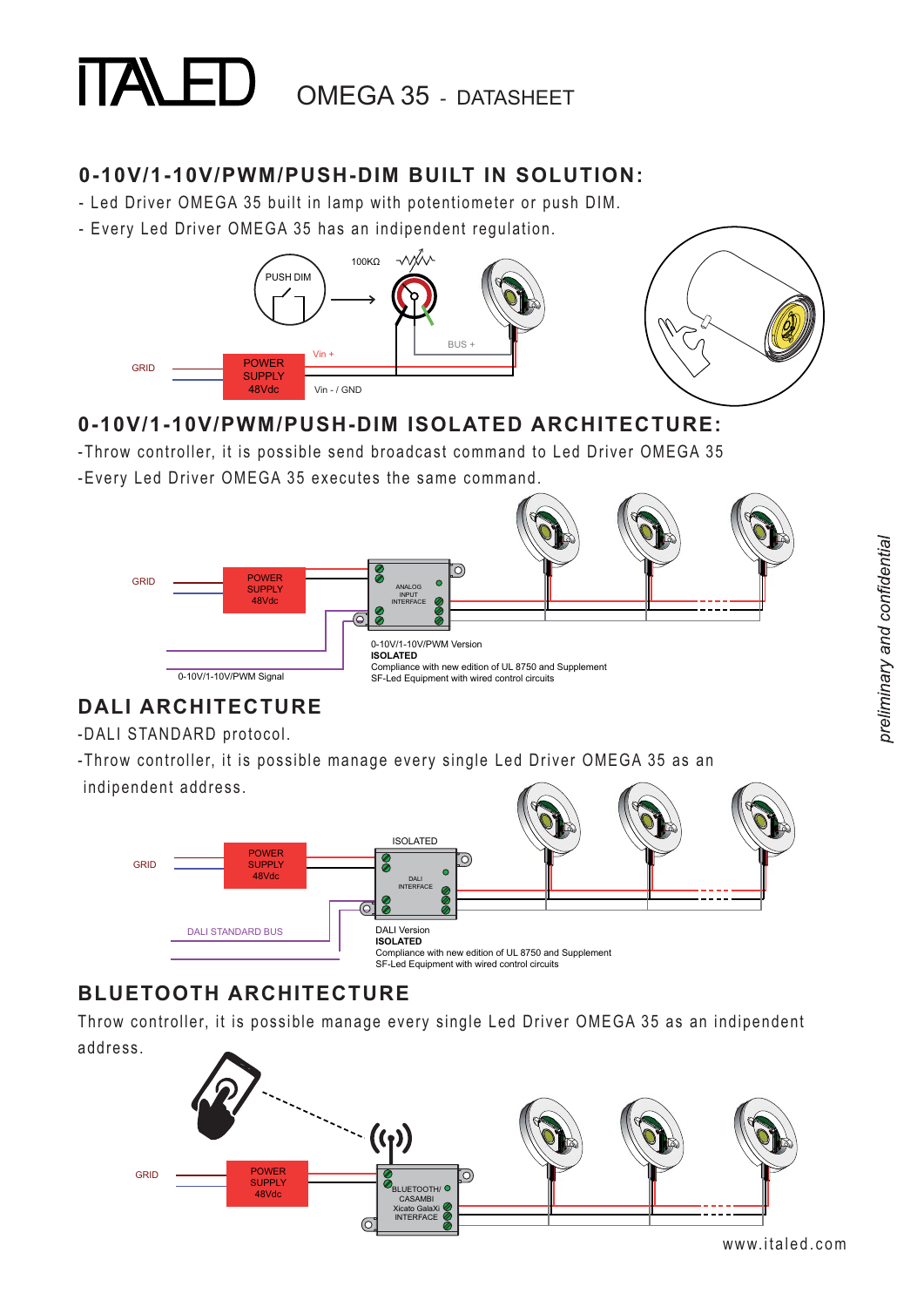# ITALED OMEGA 35 - DATASHEET

## 0-10V/1-10V/PWM/PUSH-DIM BUILT IN SOLUTION:

- Led Driver OMEGA 35 built in lamp with potentiometer or push DIM.
- Every Led Driver OMEGA 35 has an indipendent regulation.

PUSH DIM

100KΩ

GRID

POWER SUPPLY 48Vdc

Vin +

Vin - / GND

BUS +

## 0-10V/1-10V/PWM/PUSH-DIM ISOLATED ARCHITECTURE:

-Throw controller, it is possible send broadcast command to Led Driver OMEGA 35

-Every Led Driver OMEGA 35 executes the same command.

GRID

POWER SUPPLY 48Vdc

ANALOG INPUT INTERFACE

0-10V/1-10V/PWM Signal

0-10V/1-10V/PWM Version
**ISOLATED**
Compliance with new edition of UL 8750 and Supplement SF-Led Equipment with wired control circuits

## DALI ARCHITECTURE

-DALI STANDARD protocol.

-Throw controller, it is possible manage every single Led Driver OMEGA 35 as an indipendent address.

GRID

POWER SUPPLY 48Vdc

ISOLATED

DALI INTERFACE

DALI STANDARD BUS

DALI Version
**ISOLATED**
Compliance with new edition of UL 8750 and Supplement SF-Led Equipment with wired control circuits

## BLUETOOTH ARCHITECTURE

Throw controller, it is possible manage every single Led Driver OMEGA 35 as an indipendent address.

GRID

POWER SUPPLY 48Vdc

BLUETOOTH/ CASAMBI Xicato GalaXi INTERFACE

*preliminary and confidential*

www.italed.com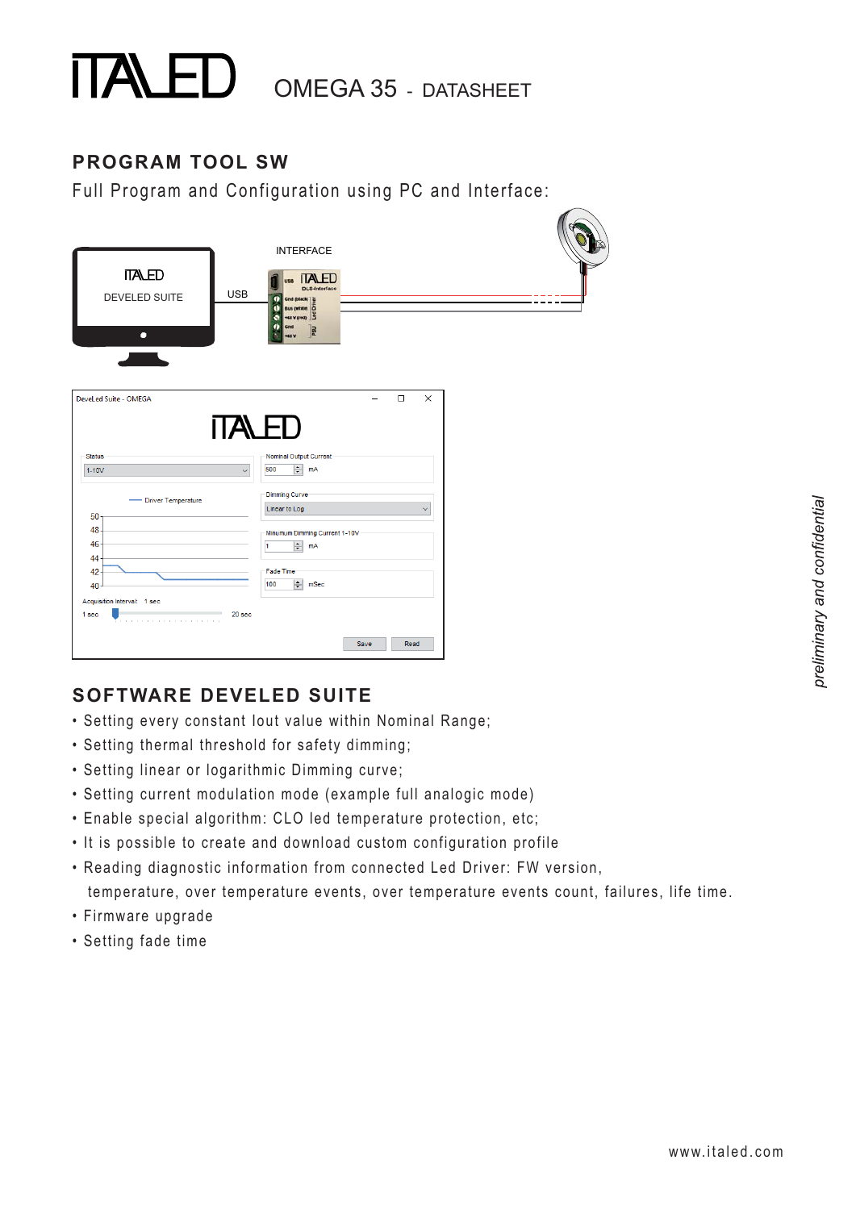# ITALED OMEGA 35 - DATASHEET

## PROGRAM TOOL SW

Full Program and Configuration using PC and Interface:

ITALED
DEVELED SUITE
USB
INTERFACE
ITALED
DLS-Interface

DeveLed Suite - OMEGA
ITALED
Status
1-10V
Driver Temperature
50
48
46
44
42
40
Acquisition Interval: 1 sec
1 sec
20 sec
Nominal Output Current
500 mA
Dimming Curve
Linear to Log
Minumum Dimming Current 1-10V
1 mA
Fade Time
100 mSec
Save
Read

## SOFTWARE DEVELED SUITE

- Setting every constant Iout value within Nominal Range;
- Setting thermal threshold for safety dimming;
- Setting linear or logarithmic Dimming curve;
- Setting current modulation mode (example full analogic mode)
- Enable special algorithm: CLO led temperature protection, etc;
- It is possible to create and download custom configuration profile
- Reading diagnostic information from connected Led Driver: FW version, temperature, over temperature events, over temperature events count, failures, life time.
- Firmware upgrade
- Setting fade time

*preliminary and confidential*

www.italed.com